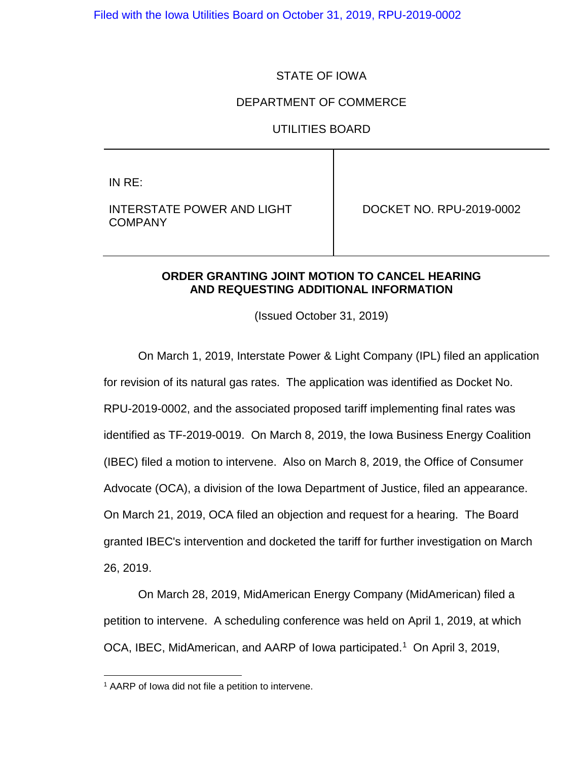Filed with the Iowa Utilities Board on October 31, 2019, RPU-2019-0002

STATE OF IOWA

DEPARTMENT OF COMMERCE

UTILITIES BOARD

| IN RE:<br><br>INTERSTATE POWER AND LIGHT COMPANY | DOCKET NO. RPU-2019-0002 |
|---|---|

**ORDER GRANTING JOINT MOTION TO CANCEL HEARING AND REQUESTING ADDITIONAL INFORMATION**

(Issued October 31, 2019)

On March 1, 2019, Interstate Power & Light Company (IPL) filed an application for revision of its natural gas rates. The application was identified as Docket No. RPU-2019-0002, and the associated proposed tariff implementing final rates was identified as TF-2019-0019. On March 8, 2019, the Iowa Business Energy Coalition (IBEC) filed a motion to intervene. Also on March 8, 2019, the Office of Consumer Advocate (OCA), a division of the Iowa Department of Justice, filed an appearance. On March 21, 2019, OCA filed an objection and request for a hearing. The Board granted IBEC's intervention and docketed the tariff for further investigation on March 26, 2019.

On March 28, 2019, MidAmerican Energy Company (MidAmerican) filed a petition to intervene. A scheduling conference was held on April 1, 2019, at which OCA, IBEC, MidAmerican, and AARP of Iowa participated.[1] On April 3, 2019,

[1] AARP of Iowa did not file a petition to intervene.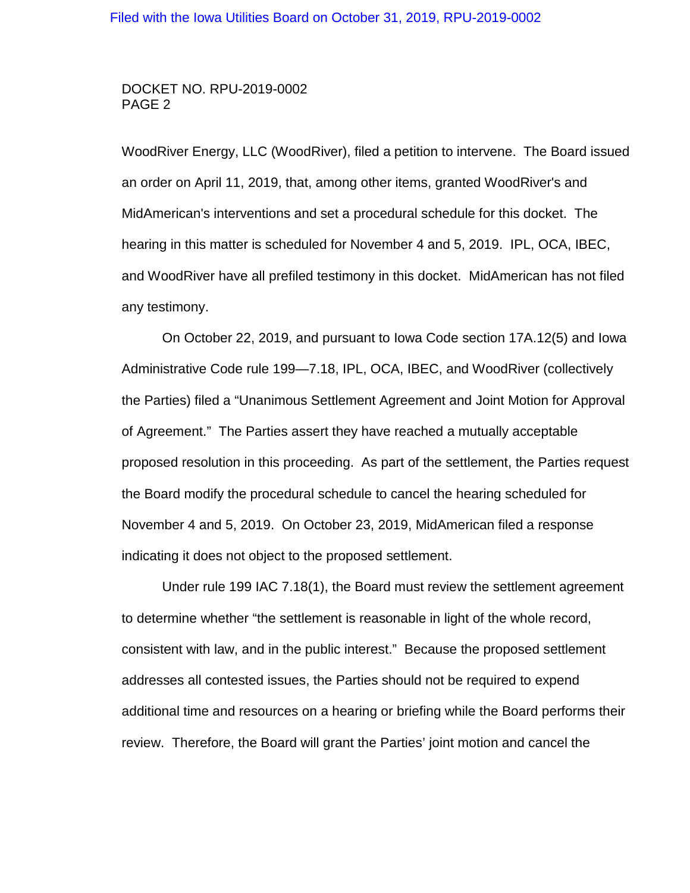WoodRiver Energy, LLC (WoodRiver), filed a petition to intervene. The Board issued an order on April 11, 2019, that, among other items, granted WoodRiver's and MidAmerican's interventions and set a procedural schedule for this docket. The hearing in this matter is scheduled for November 4 and 5, 2019. IPL, OCA, IBEC, and WoodRiver have all prefiled testimony in this docket. MidAmerican has not filed any testimony.

On October 22, 2019, and pursuant to Iowa Code section 17A.12(5) and Iowa Administrative Code rule 199—7.18, IPL, OCA, IBEC, and WoodRiver (collectively the Parties) filed a "Unanimous Settlement Agreement and Joint Motion for Approval of Agreement." The Parties assert they have reached a mutually acceptable proposed resolution in this proceeding. As part of the settlement, the Parties request the Board modify the procedural schedule to cancel the hearing scheduled for November 4 and 5, 2019. On October 23, 2019, MidAmerican filed a response indicating it does not object to the proposed settlement.

Under rule 199 IAC 7.18(1), the Board must review the settlement agreement to determine whether "the settlement is reasonable in light of the whole record, consistent with law, and in the public interest." Because the proposed settlement addresses all contested issues, the Parties should not be required to expend additional time and resources on a hearing or briefing while the Board performs their review. Therefore, the Board will grant the Parties' joint motion and cancel the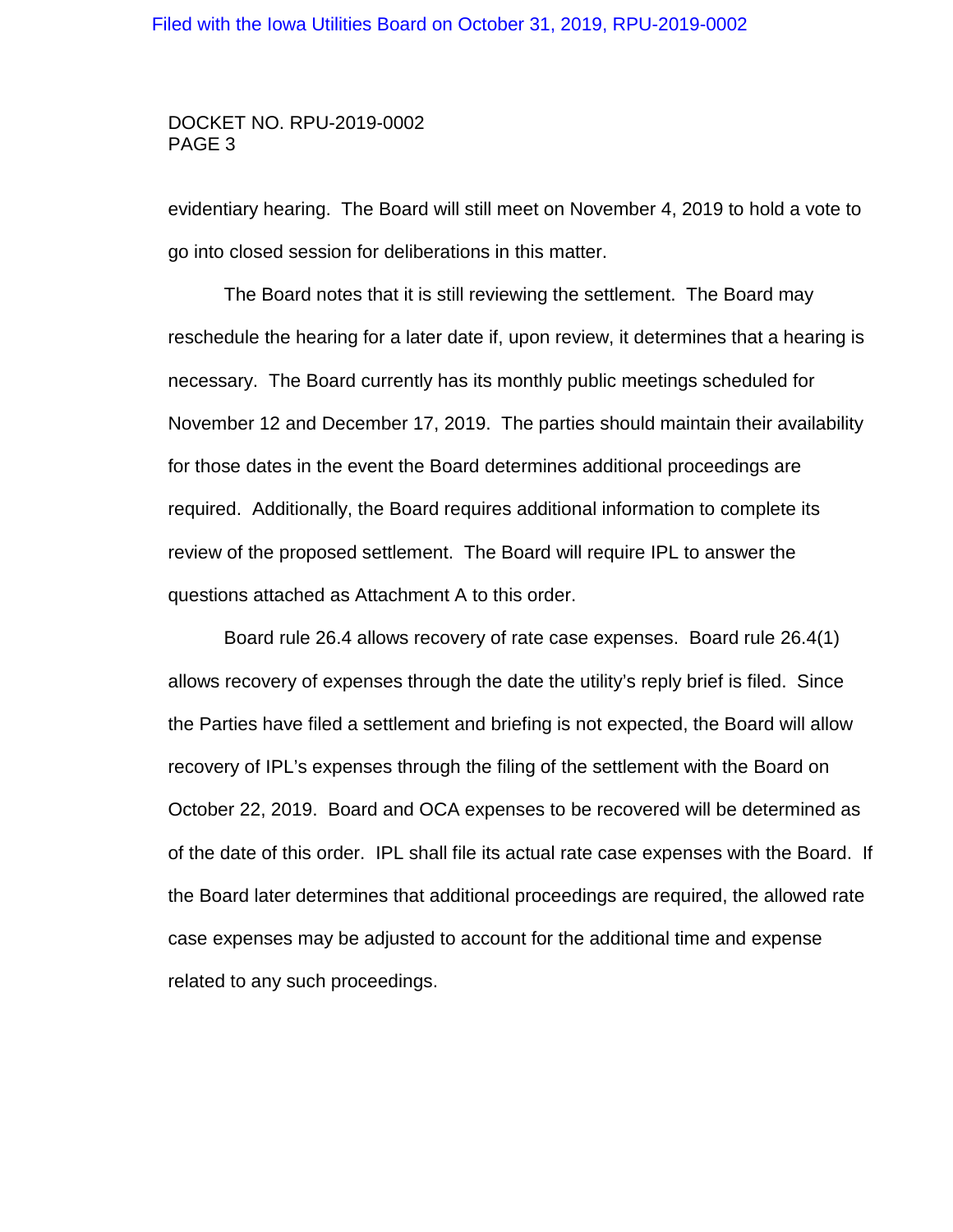evidentiary hearing. The Board will still meet on November 4, 2019 to hold a vote to go into closed session for deliberations in this matter.

The Board notes that it is still reviewing the settlement. The Board may reschedule the hearing for a later date if, upon review, it determines that a hearing is necessary. The Board currently has its monthly public meetings scheduled for November 12 and December 17, 2019. The parties should maintain their availability for those dates in the event the Board determines additional proceedings are required. Additionally, the Board requires additional information to complete its review of the proposed settlement. The Board will require IPL to answer the questions attached as Attachment A to this order.

Board rule 26.4 allows recovery of rate case expenses. Board rule 26.4(1) allows recovery of expenses through the date the utility's reply brief is filed. Since the Parties have filed a settlement and briefing is not expected, the Board will allow recovery of IPL's expenses through the filing of the settlement with the Board on October 22, 2019. Board and OCA expenses to be recovered will be determined as of the date of this order. IPL shall file its actual rate case expenses with the Board. If the Board later determines that additional proceedings are required, the allowed rate case expenses may be adjusted to account for the additional time and expense related to any such proceedings.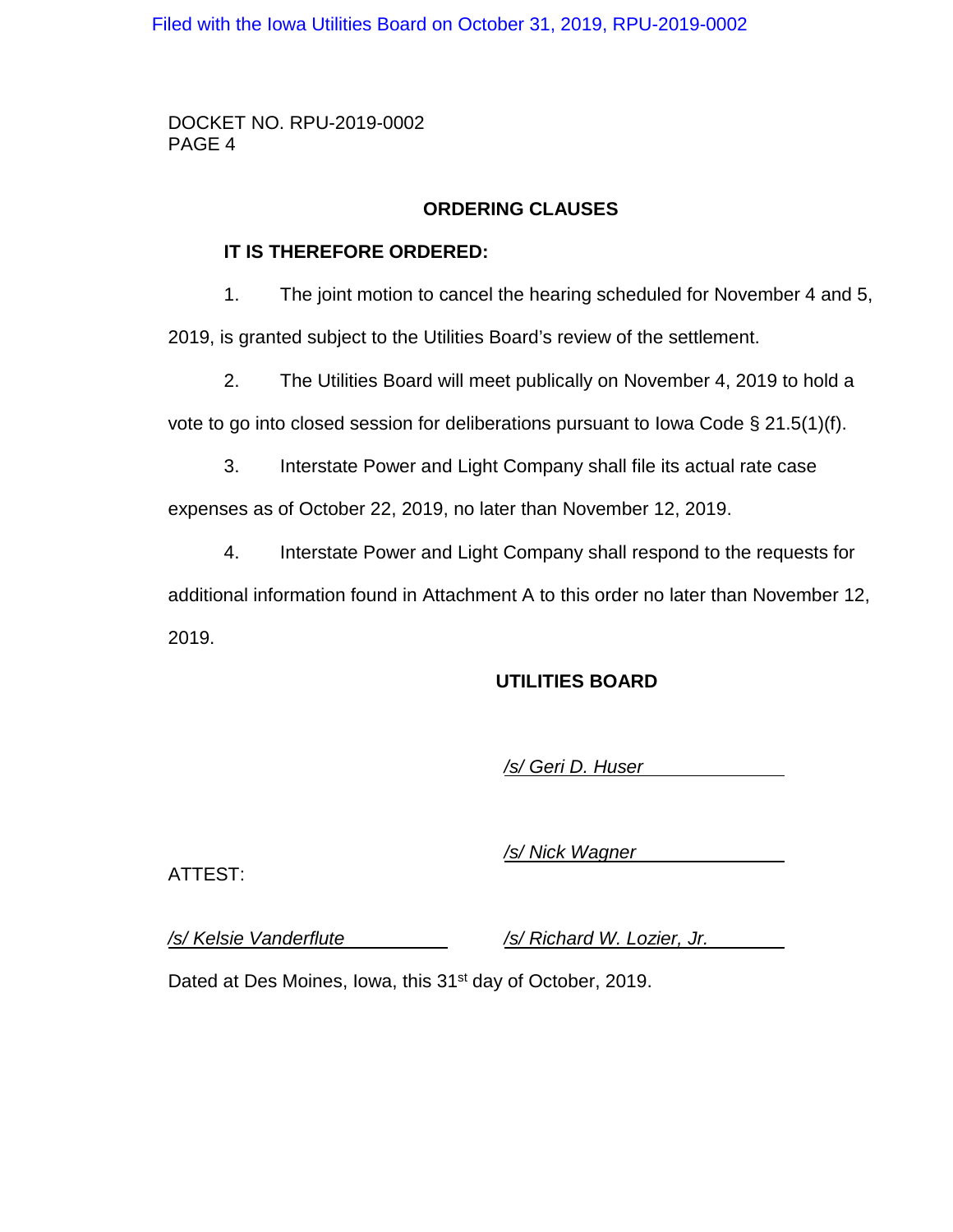## ORDERING CLAUSES

**IT IS THEREFORE ORDERED:**

1. The joint motion to cancel the hearing scheduled for November 4 and 5, 2019, is granted subject to the Utilities Board's review of the settlement.

2. The Utilities Board will meet publically on November 4, 2019 to hold a vote to go into closed session for deliberations pursuant to Iowa Code § 21.5(1)(f).

3. Interstate Power and Light Company shall file its actual rate case expenses as of October 22, 2019, no later than November 12, 2019.

4. Interstate Power and Light Company shall respond to the requests for additional information found in Attachment A to this order no later than November 12, 2019.

**UTILITIES BOARD**

*/s/ Geri D. Huser*

*/s/ Nick Wagner*

ATTEST:

*/s/ Kelsie Vanderflute*

*/s/ Richard W. Lozier, Jr.*

Dated at Des Moines, Iowa, this 31st day of October, 2019.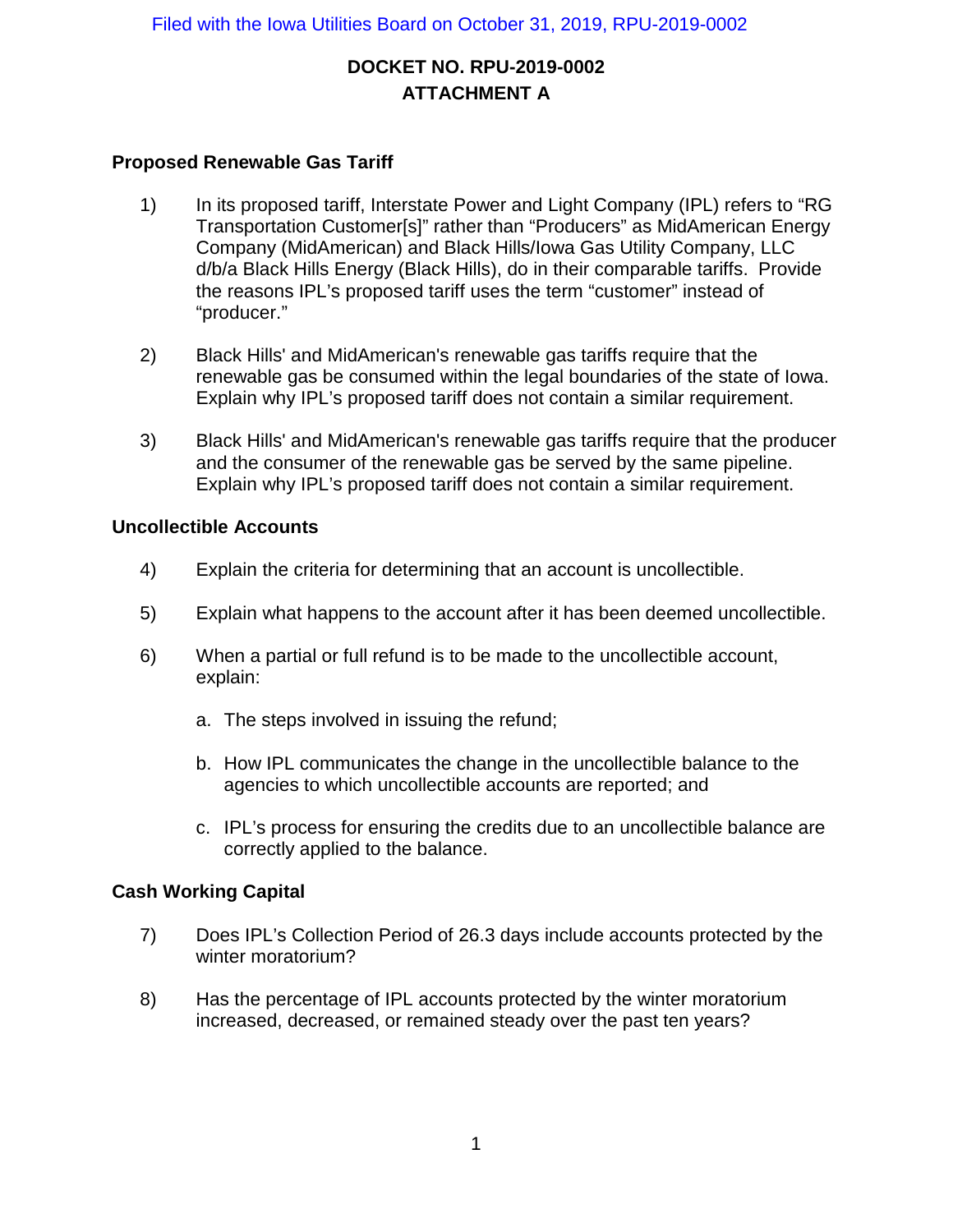Filed with the Iowa Utilities Board on October 31, 2019, RPU-2019-0002

## DOCKET NO. RPU-2019-0002
## ATTACHMENT A

### Proposed Renewable Gas Tariff

1) In its proposed tariff, Interstate Power and Light Company (IPL) refers to "RG Transportation Customer[s]" rather than "Producers" as MidAmerican Energy Company (MidAmerican) and Black Hills/Iowa Gas Utility Company, LLC d/b/a Black Hills Energy (Black Hills), do in their comparable tariffs. Provide the reasons IPL's proposed tariff uses the term "customer" instead of "producer."

2) Black Hills' and MidAmerican's renewable gas tariffs require that the renewable gas be consumed within the legal boundaries of the state of Iowa. Explain why IPL's proposed tariff does not contain a similar requirement.

3) Black Hills' and MidAmerican's renewable gas tariffs require that the producer and the consumer of the renewable gas be served by the same pipeline. Explain why IPL's proposed tariff does not contain a similar requirement.

### Uncollectible Accounts

4) Explain the criteria for determining that an account is uncollectible.

5) Explain what happens to the account after it has been deemed uncollectible.

6) When a partial or full refund is to be made to the uncollectible account, explain:

   a. The steps involved in issuing the refund;

   b. How IPL communicates the change in the uncollectible balance to the agencies to which uncollectible accounts are reported; and

   c. IPL's process for ensuring the credits due to an uncollectible balance are correctly applied to the balance.

### Cash Working Capital

7) Does IPL's Collection Period of 26.3 days include accounts protected by the winter moratorium?

8) Has the percentage of IPL accounts protected by the winter moratorium increased, decreased, or remained steady over the past ten years?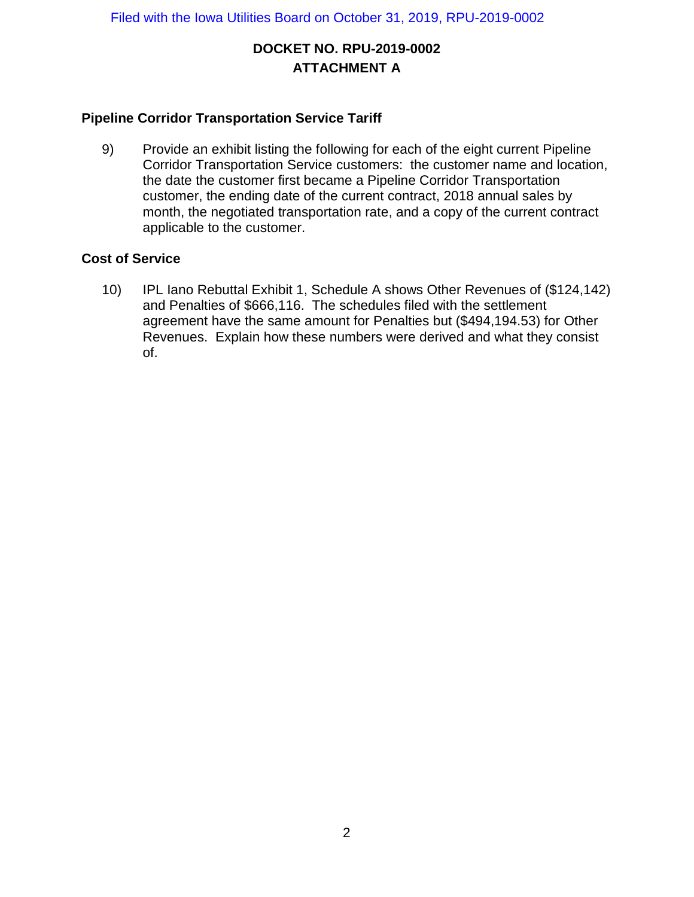Filed with the Iowa Utilities Board on October 31, 2019, RPU-2019-0002

# DOCKET NO. RPU-2019-0002
# ATTACHMENT A

### Pipeline Corridor Transportation Service Tariff

9) Provide an exhibit listing the following for each of the eight current Pipeline Corridor Transportation Service customers: the customer name and location, the date the customer first became a Pipeline Corridor Transportation customer, the ending date of the current contract, 2018 annual sales by month, the negotiated transportation rate, and a copy of the current contract applicable to the customer.

### Cost of Service

10) IPL Iano Rebuttal Exhibit 1, Schedule A shows Other Revenues of ($124,142) and Penalties of $666,116. The schedules filed with the settlement agreement have the same amount for Penalties but ($494,194.53) for Other Revenues. Explain how these numbers were derived and what they consist of.